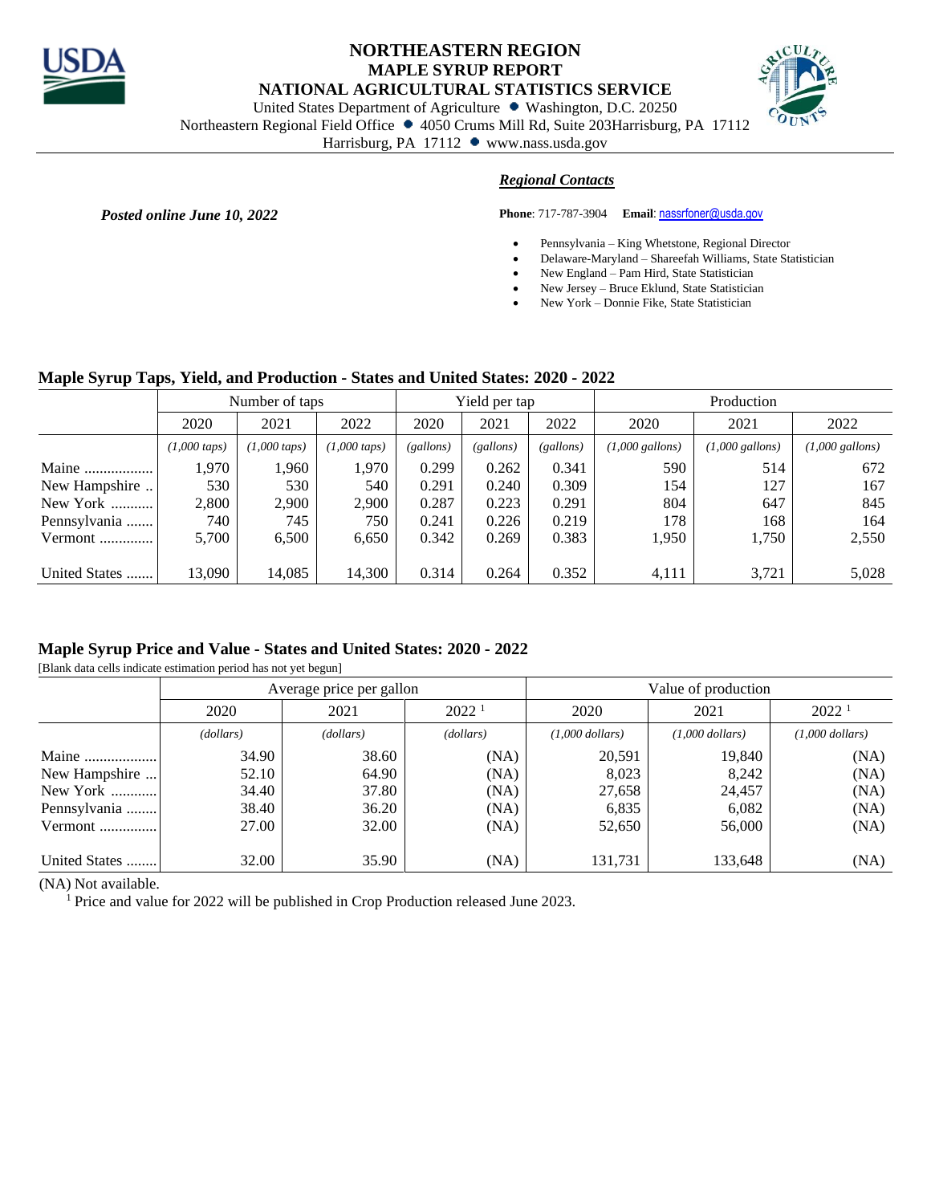# NORTHEASTERN REGION
## MAPLE SYRUP REPORT
## NATIONAL AGRICULTURAL STATISTICS SERVICE

United States Department of Agriculture • Washington, D.C. 20250
Northeastern Regional Field Office • 4050 Crums Mill Rd, Suite 203Harrisburg, PA 17112
Harrisburg, PA 17112 • www.nass.usda.gov

***Posted online June 10, 2022***

***Regional Contacts***

**Phone**: 717-787-3904 **Email**: nassrfoner@usda.gov

- Pennsylvania – King Whetstone, Regional Director
- Delaware-Maryland – Shareefah Williams, State Statistician
- New England – Pam Hird, State Statistician
- New Jersey – Bruce Eklund, State Statistician
- New York – Donnie Fike, State Statistician

### Maple Syrup Taps, Yield, and Production - States and United States: 2020 - 2022

| | Number of taps | | | Yield per tap | | | Production | | |
|---|---|---|---|---|---|---|---|---|---|
| | 2020 | 2021 | 2022 | 2020 | 2021 | 2022 | 2020 | 2021 | 2022 |
| | *(1,000 taps)* | *(1,000 taps)* | *(1,000 taps)* | *(gallons)* | *(gallons)* | *(gallons)* | *(1,000 gallons)* | *(1,000 gallons)* | *(1,000 gallons)* |
| Maine .................. | 1,970 | 1,960 | 1,970 | 0.299 | 0.262 | 0.341 | 590 | 514 | 672 |
| New Hampshire .. | 530 | 530 | 540 | 0.291 | 0.240 | 0.309 | 154 | 127 | 167 |
| New York ........... | 2,800 | 2,900 | 2,900 | 0.287 | 0.223 | 0.291 | 804 | 647 | 845 |
| Pennsylvania ....... | 740 | 745 | 750 | 0.241 | 0.226 | 0.219 | 178 | 168 | 164 |
| Vermont ............. | 5,700 | 6,500 | 6,650 | 0.342 | 0.269 | 0.383 | 1,950 | 1,750 | 2,550 |
| | | | | | | | | | |
| United States ....... | 13,090 | 14,085 | 14,300 | 0.314 | 0.264 | 0.352 | 4,111 | 3,721 | 5,028 |

### Maple Syrup Price and Value - States and United States: 2020 - 2022

[Blank data cells indicate estimation period has not yet begun]

| | Average price per gallon | | | Value of production | | |
|---|---|---|---|---|---|---|
| | 2020 | 2021 | 2022 [1] | 2020 | 2021 | 2022 [1] |
| | *(dollars)* | *(dollars)* | *(dollars)* | *(1,000 dollars)* | *(1,000 dollars)* | *(1,000 dollars)* |
| Maine ................... | 34.90 | 38.60 | (NA) | 20,591 | 19,840 | (NA) |
| New Hampshire ... | 52.10 | 64.90 | (NA) | 8,023 | 8,242 | (NA) |
| New York ............ | 34.40 | 37.80 | (NA) | 27,658 | 24,457 | (NA) |
| Pennsylvania ........ | 38.40 | 36.20 | (NA) | 6,835 | 6,082 | (NA) |
| Vermont .............. | 27.00 | 32.00 | (NA) | 52,650 | 56,000 | (NA) |
| | | | | | | |
| United States ........ | 32.00 | 35.90 | (NA) | 131,731 | 133,648 | (NA) |

(NA) Not available.
[1] Price and value for 2022 will be published in Crop Production released June 2023.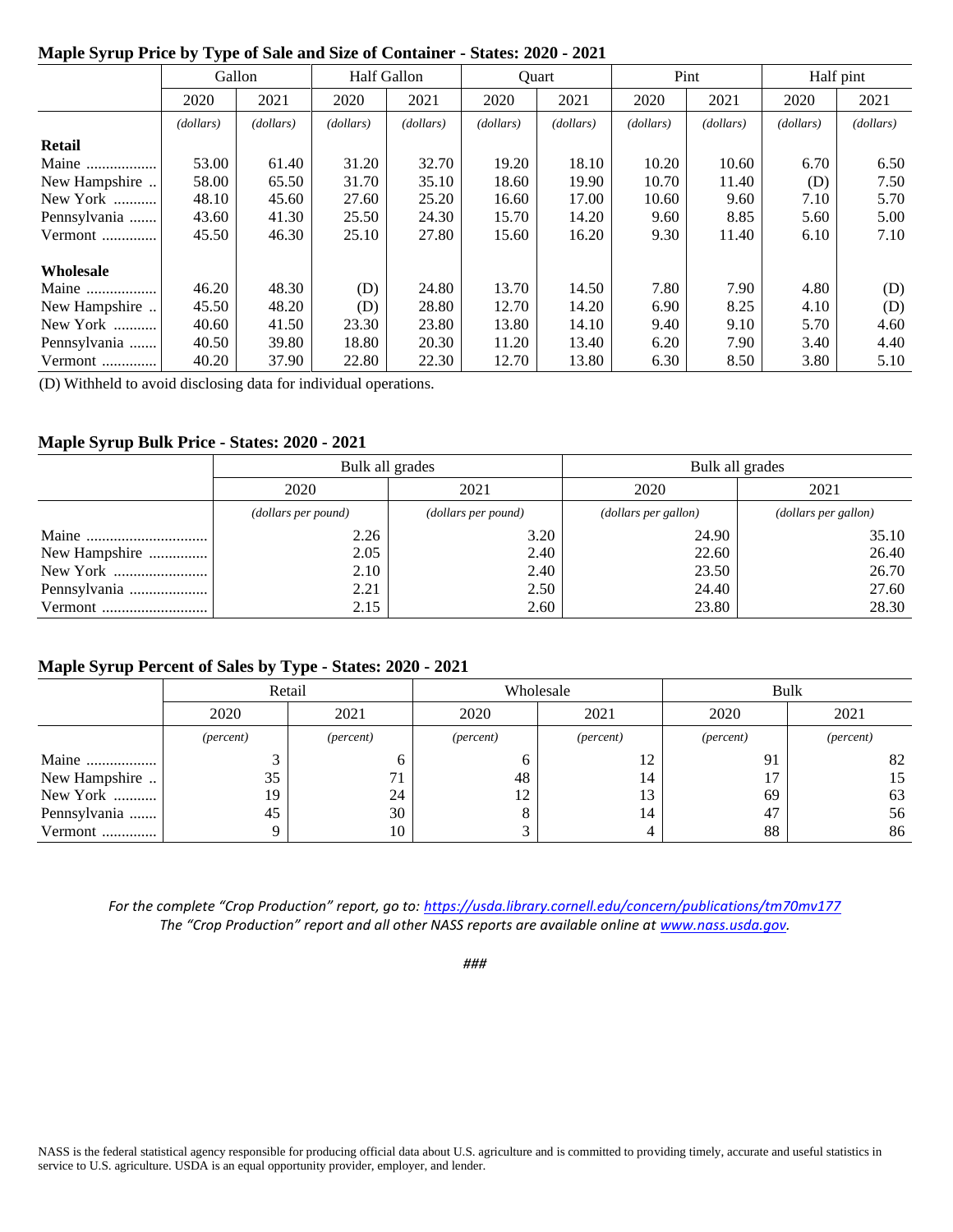**Maple Syrup Price by Type of Sale and Size of Container - States: 2020 - 2021**

| | Gallon | | Half Gallon | | Quart | | Pint | | Half pint | |
|---|---|---|---|---|---|---|---|---|---|---|
| | 2020 | 2021 | 2020 | 2021 | 2020 | 2021 | 2020 | 2021 | 2020 | 2021 |
| | *(dollars)* | *(dollars)* | *(dollars)* | *(dollars)* | *(dollars)* | *(dollars)* | *(dollars)* | *(dollars)* | *(dollars)* | *(dollars)* |
| **Retail** | | | | | | | | | | |
| Maine | 53.00 | 61.40 | 31.20 | 32.70 | 19.20 | 18.10 | 10.20 | 10.60 | 6.70 | 6.50 |
| New Hampshire | 58.00 | 65.50 | 31.70 | 35.10 | 18.60 | 19.90 | 10.70 | 11.40 | (D) | 7.50 |
| New York | 48.10 | 45.60 | 27.60 | 25.20 | 16.60 | 17.00 | 10.60 | 9.60 | 7.10 | 5.70 |
| Pennsylvania | 43.60 | 41.30 | 25.50 | 24.30 | 15.70 | 14.20 | 9.60 | 8.85 | 5.60 | 5.00 |
| Vermont | 45.50 | 46.30 | 25.10 | 27.80 | 15.60 | 16.20 | 9.30 | 11.40 | 6.10 | 7.10 |
| **Wholesale** | | | | | | | | | | |
| Maine | 46.20 | 48.30 | (D) | 24.80 | 13.70 | 14.50 | 7.80 | 7.90 | 4.80 | (D) |
| New Hampshire | 45.50 | 48.20 | (D) | 28.80 | 12.70 | 14.20 | 6.90 | 8.25 | 4.10 | (D) |
| New York | 40.60 | 41.50 | 23.30 | 23.80 | 13.80 | 14.10 | 9.40 | 9.10 | 5.70 | 4.60 |
| Pennsylvania | 40.50 | 39.80 | 18.80 | 20.30 | 11.20 | 13.40 | 6.20 | 7.90 | 3.40 | 4.40 |
| Vermont | 40.20 | 37.90 | 22.80 | 22.30 | 12.70 | 13.80 | 6.30 | 8.50 | 3.80 | 5.10 |

(D) Withheld to avoid disclosing data for individual operations.

**Maple Syrup Bulk Price - States: 2020 - 2021**

| | Bulk all grades | | Bulk all grades | |
|---|---|---|---|---|
| | 2020 | 2021 | 2020 | 2021 |
| | *(dollars per pound)* | *(dollars per pound)* | *(dollars per gallon)* | *(dollars per gallon)* |
| Maine | 2.26 | 3.20 | 24.90 | 35.10 |
| New Hampshire | 2.05 | 2.40 | 22.60 | 26.40 |
| New York | 2.10 | 2.40 | 23.50 | 26.70 |
| Pennsylvania | 2.21 | 2.50 | 24.40 | 27.60 |
| Vermont | 2.15 | 2.60 | 23.80 | 28.30 |

**Maple Syrup Percent of Sales by Type - States: 2020 - 2021**

| | Retail | | Wholesale | | Bulk | |
|---|---|---|---|---|---|---|
| | 2020 | 2021 | 2020 | 2021 | 2020 | 2021 |
| | *(percent)* | *(percent)* | *(percent)* | *(percent)* | *(percent)* | *(percent)* |
| Maine | 3 | 6 | 6 | 12 | 91 | 82 |
| New Hampshire | 35 | 71 | 48 | 14 | 17 | 15 |
| New York | 19 | 24 | 12 | 13 | 69 | 63 |
| Pennsylvania | 45 | 30 | 8 | 14 | 47 | 56 |
| Vermont | 9 | 10 | 3 | 4 | 88 | 86 |

*For the complete "Crop Production" report, go to: https://usda.library.cornell.edu/concern/publications/tm70mv177*
*The "Crop Production" report and all other NASS reports are available online at www.nass.usda.gov.*

###

NASS is the federal statistical agency responsible for producing official data about U.S. agriculture and is committed to providing timely, accurate and useful statistics in service to U.S. agriculture. USDA is an equal opportunity provider, employer, and lender.